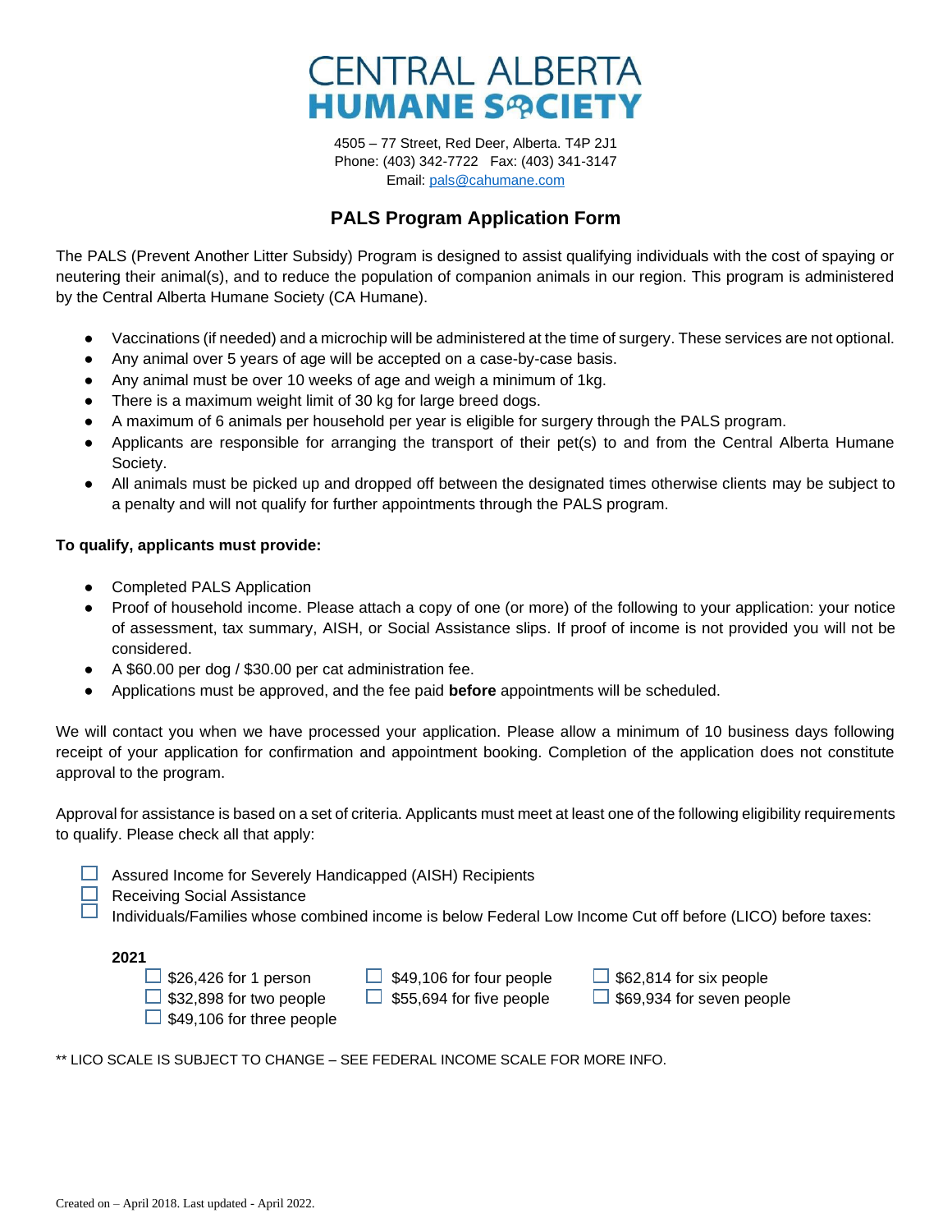# CENTRAL ALBERTA HUMANE SOCIETY

4505 – 77 Street, Red Deer, Alberta. T4P 2J1
Phone: (403) 342-7722 Fax: (403) 341-3147
Email: pals@cahumane.com

## PALS Program Application Form

The PALS (Prevent Another Litter Subsidy) Program is designed to assist qualifying individuals with the cost of spaying or neutering their animal(s), and to reduce the population of companion animals in our region. This program is administered by the Central Alberta Humane Society (CA Humane).

- Vaccinations (if needed) and a microchip will be administered at the time of surgery. These services are not optional.
- Any animal over 5 years of age will be accepted on a case-by-case basis.
- Any animal must be over 10 weeks of age and weigh a minimum of 1kg.
- There is a maximum weight limit of 30 kg for large breed dogs.
- A maximum of 6 animals per household per year is eligible for surgery through the PALS program.
- Applicants are responsible for arranging the transport of their pet(s) to and from the Central Alberta Humane Society.
- All animals must be picked up and dropped off between the designated times otherwise clients may be subject to a penalty and will not qualify for further appointments through the PALS program.

**To qualify, applicants must provide:**

- Completed PALS Application
- Proof of household income. Please attach a copy of one (or more) of the following to your application: your notice of assessment, tax summary, AISH, or Social Assistance slips. If proof of income is not provided you will not be considered.
- A $60.00 per dog / $30.00 per cat administration fee.
- Applications must be approved, and the fee paid **before** appointments will be scheduled.

We will contact you when we have processed your application. Please allow a minimum of 10 business days following receipt of your application for confirmation and appointment booking. Completion of the application does not constitute approval to the program.

Approval for assistance is based on a set of criteria. Applicants must meet at least one of the following eligibility requirements to qualify. Please check all that apply:

- ☐ Assured Income for Severely Handicapped (AISH) Recipients
- ☐ Receiving Social Assistance
- ☐ Individuals/Families whose combined income is below Federal Low Income Cut off before (LICO) before taxes:

**2021**

- ☐ $26,426 for 1 person
- ☐ $32,898 for two people
- ☐ $49,106 for three people
- ☐ $49,106 for four people
- ☐ $55,694 for five people
- ☐ $62,814 for six people
- ☐ $69,934 for seven people

** LICO SCALE IS SUBJECT TO CHANGE – SEE FEDERAL INCOME SCALE FOR MORE INFO.

Created on – April 2018. Last updated - April 2022.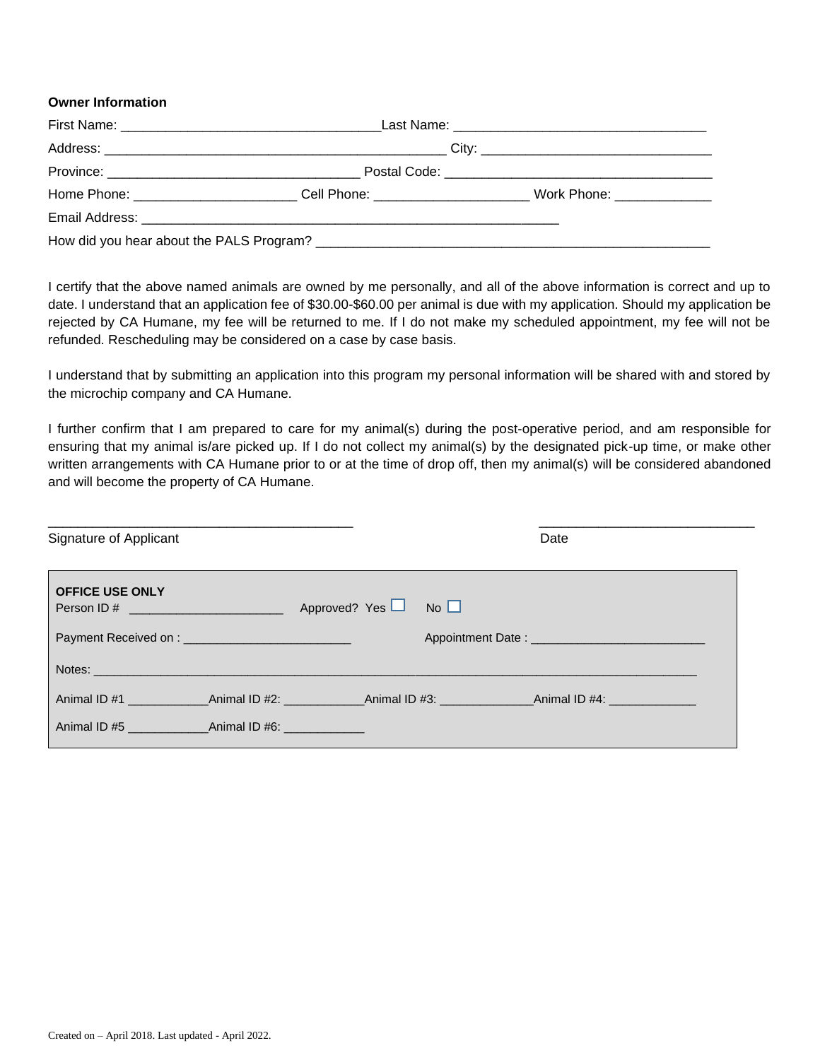**Owner Information**

First Name: ___________________________________ Last Name: _________________________________

Address: ______________________________________________ City: ______________________________

Province: __________________________________ Postal Code: ____________________________________

Home Phone: ______________________ Cell Phone: _____________________ Work Phone: _____________

Email Address: _________________________________________________________

How did you hear about the PALS Program? _____________________________________________________

I certify that the above named animals are owned by me personally, and all of the above information is correct and up to date. I understand that an application fee of $30.00-$60.00 per animal is due with my application. Should my application be rejected by CA Humane, my fee will be returned to me. If I do not make my scheduled appointment, my fee will not be refunded. Rescheduling may be considered on a case by case basis.

I understand that by submitting an application into this program my personal information will be shared with and stored by the microchip company and CA Humane.

I further confirm that I am prepared to care for my animal(s) during the post-operative period, and am responsible for ensuring that my animal is/are picked up. If I do not collect my animal(s) by the designated pick-up time, or make other written arrangements with CA Humane prior to or at the time of drop off, then my animal(s) will be considered abandoned and will become the property of CA Humane.

_________________________________________ ____________________________

Signature of Applicant Date

**OFFICE USE ONLY**

Person ID # ______________________ Approved? Yes ☐ No ☐

Payment Received on : ________________________ Appointment Date : _________________________

Notes: _______________________________________________________________________________________

Animal ID #1 ____________ Animal ID #2: ____________ Animal ID #3: ______________ Animal ID #4: _____________

Animal ID #5 ____________ Animal ID #6: ____________

Created on – April 2018. Last updated - April 2022.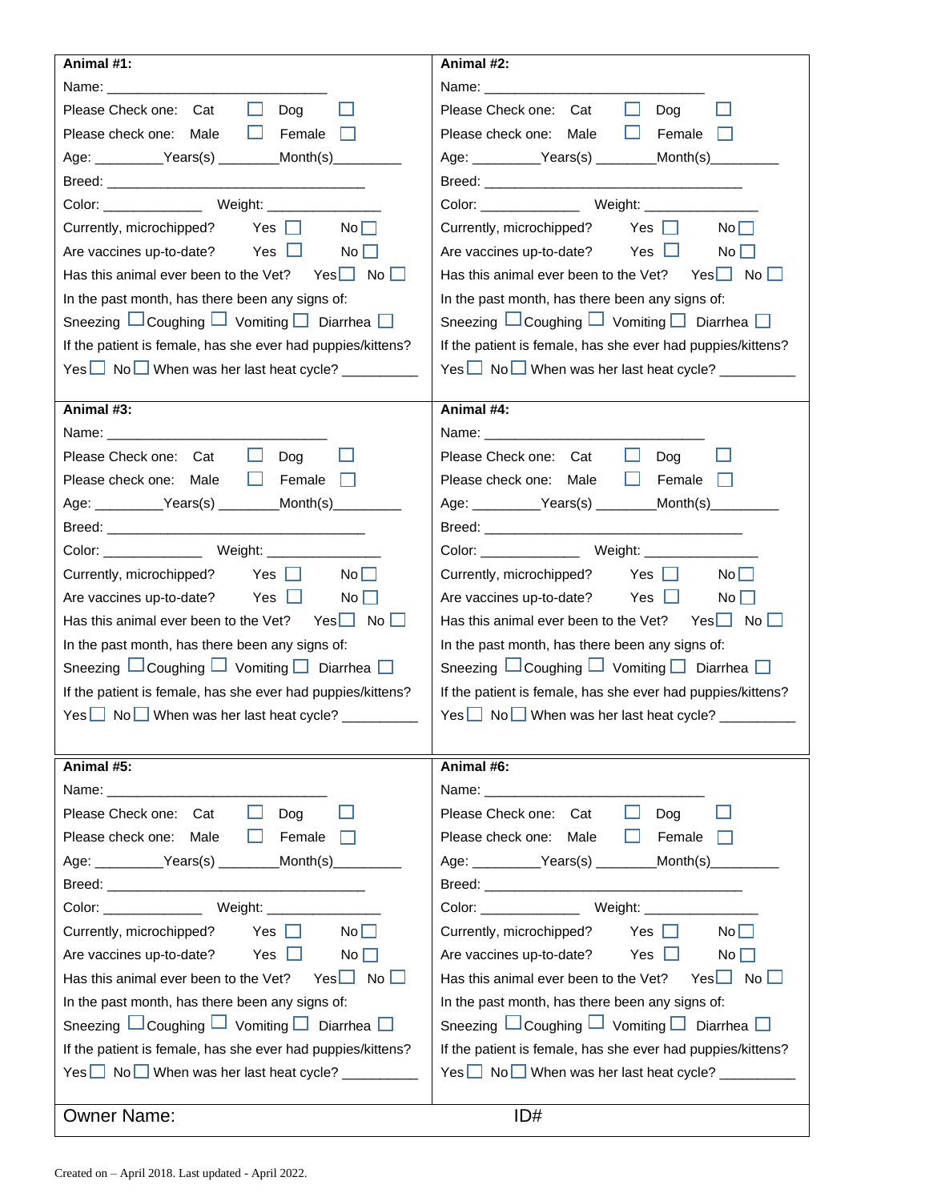**Animal #1:**

Name: ____________________________

Please Check one: Cat ☐ Dog ☐

Please check one: Male ☐ Female ☐

Age: _________Years(s) ________Month(s)_________

Breed: _________________________________

Color: _____________ Weight: _______________

Currently, microchipped? Yes ☐ No ☐

Are vaccines up-to-date? Yes ☐ No ☐

Has this animal ever been to the Vet? Yes ☐ No ☐

In the past month, has there been any signs of:

Sneezing ☐ Coughing ☐ Vomiting ☐ Diarrhea ☐

If the patient is female, has she ever had puppies/kittens?

Yes ☐ No ☐ When was her last heat cycle? __________

**Animal #2:**

Name: ____________________________

Please Check one: Cat ☐ Dog ☐

Please check one: Male ☐ Female ☐

Age: _________Years(s) ________Month(s)_________

Breed: _________________________________

Color: _____________ Weight: _______________

Currently, microchipped? Yes ☐ No ☐

Are vaccines up-to-date? Yes ☐ No ☐

Has this animal ever been to the Vet? Yes ☐ No ☐

In the past month, has there been any signs of:

Sneezing ☐ Coughing ☐ Vomiting ☐ Diarrhea ☐

If the patient is female, has she ever had puppies/kittens?

Yes ☐ No ☐ When was her last heat cycle? __________

**Animal #3:**

Name: ____________________________

Please Check one: Cat ☐ Dog ☐

Please check one: Male ☐ Female ☐

Age: _________Years(s) ________Month(s)_________

Breed: _________________________________

Color: _____________ Weight: _______________

Currently, microchipped? Yes ☐ No ☐

Are vaccines up-to-date? Yes ☐ No ☐

Has this animal ever been to the Vet? Yes ☐ No ☐

In the past month, has there been any signs of:

Sneezing ☐ Coughing ☐ Vomiting ☐ Diarrhea ☐

If the patient is female, has she ever had puppies/kittens?

Yes ☐ No ☐ When was her last heat cycle? __________

**Animal #4:**

Name: ____________________________

Please Check one: Cat ☐ Dog ☐

Please check one: Male ☐ Female ☐

Age: _________Years(s) ________Month(s)_________

Breed: _________________________________

Color: _____________ Weight: _______________

Currently, microchipped? Yes ☐ No ☐

Are vaccines up-to-date? Yes ☐ No ☐

Has this animal ever been to the Vet? Yes ☐ No ☐

In the past month, has there been any signs of:

Sneezing ☐ Coughing ☐ Vomiting ☐ Diarrhea ☐

If the patient is female, has she ever had puppies/kittens?

Yes ☐ No ☐ When was her last heat cycle? __________

**Animal #5:**

Name: ____________________________

Please Check one: Cat ☐ Dog ☐

Please check one: Male ☐ Female ☐

Age: _________Years(s) ________Month(s)_________

Breed: _________________________________

Color: _____________ Weight: _______________

Currently, microchipped? Yes ☐ No ☐

Are vaccines up-to-date? Yes ☐ No ☐

Has this animal ever been to the Vet? Yes ☐ No ☐

In the past month, has there been any signs of:

Sneezing ☐ Coughing ☐ Vomiting ☐ Diarrhea ☐

If the patient is female, has she ever had puppies/kittens?

Yes ☐ No ☐ When was her last heat cycle? __________

**Animal #6:**

Name: ____________________________

Please Check one: Cat ☐ Dog ☐

Please check one: Male ☐ Female ☐

Age: _________Years(s) ________Month(s)_________

Breed: _________________________________

Color: _____________ Weight: _______________

Currently, microchipped? Yes ☐ No ☐

Are vaccines up-to-date? Yes ☐ No ☐

Has this animal ever been to the Vet? Yes ☐ No ☐

In the past month, has there been any signs of:

Sneezing ☐ Coughing ☐ Vomiting ☐ Diarrhea ☐

If the patient is female, has she ever had puppies/kittens?

Yes ☐ No ☐ When was her last heat cycle? __________

Owner Name: ID#

Created on – April 2018. Last updated - April 2022.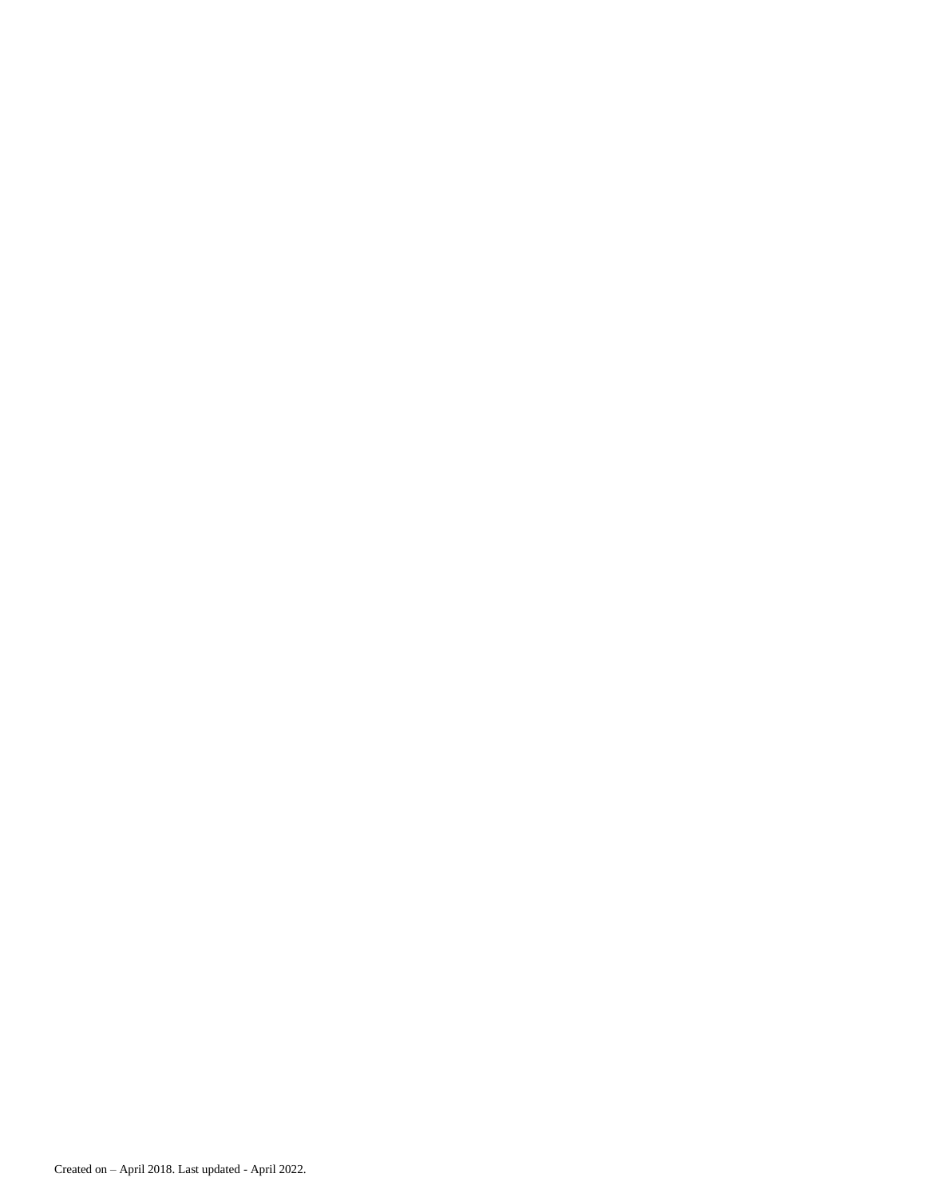Created on – April 2018. Last updated - April 2022.